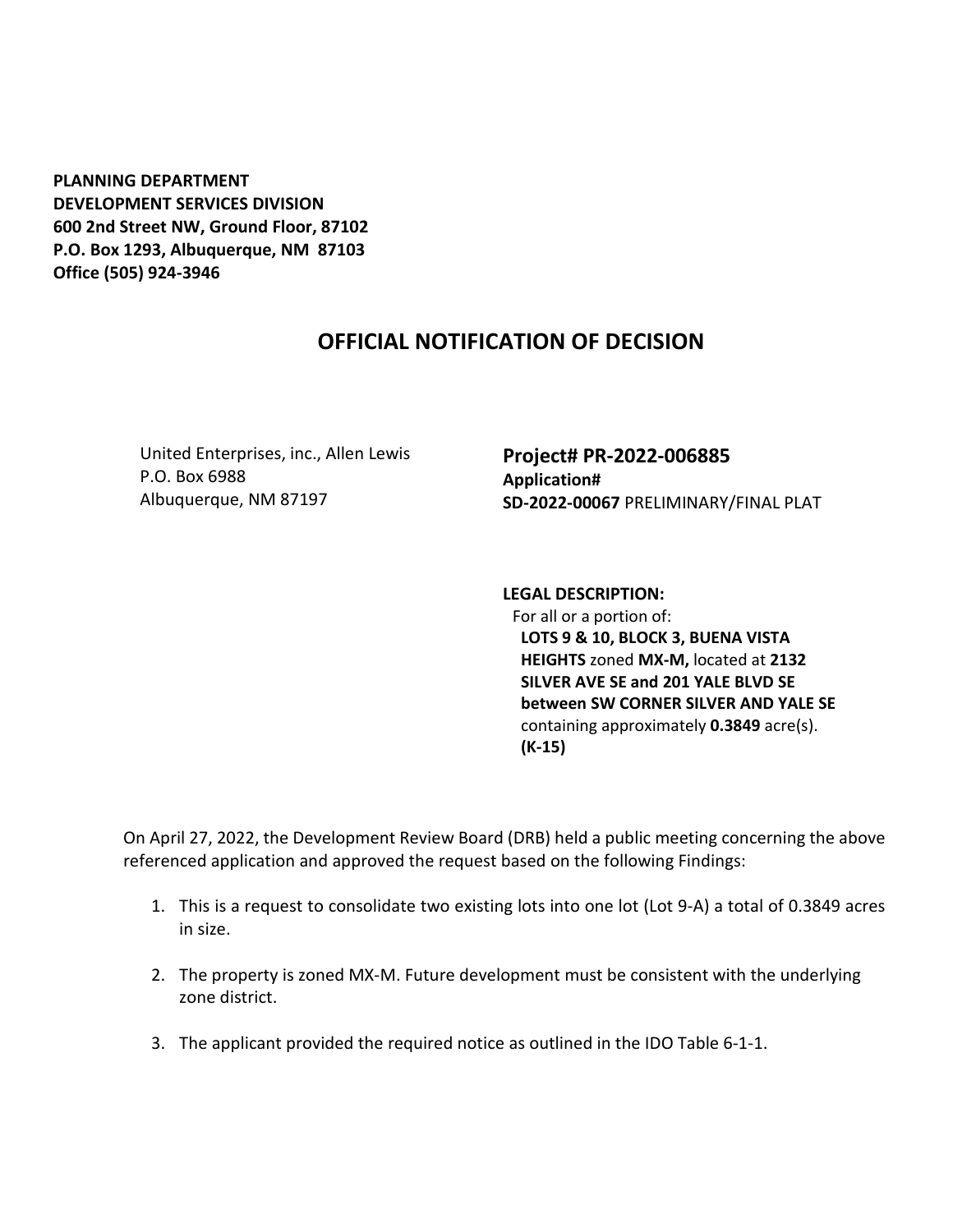**PLANNING DEPARTMENT**
**DEVELOPMENT SERVICES DIVISION**
**600 2nd Street NW, Ground Floor, 87102**
**P.O. Box 1293, Albuquerque, NM 87103**
**Office (505) 924-3946**

# OFFICIAL NOTIFICATION OF DECISION

United Enterprises, inc., Allen Lewis
P.O. Box 6988
Albuquerque, NM 87197

## Project# PR-2022-006885

**Application#**
**SD-2022-00067** PRELIMINARY/FINAL PLAT

**LEGAL DESCRIPTION:**
For all or a portion of:
**LOTS 9 & 10, BLOCK 3, BUENA VISTA HEIGHTS** zoned **MX-M,** located at **2132 SILVER AVE SE and 201 YALE BLVD SE between SW CORNER SILVER AND YALE SE** containing approximately **0.3849** acre(s). **(K-15)**

On April 27, 2022, the Development Review Board (DRB) held a public meeting concerning the above referenced application and approved the request based on the following Findings:

1. This is a request to consolidate two existing lots into one lot (Lot 9-A) a total of 0.3849 acres in size.
2. The property is zoned MX-M. Future development must be consistent with the underlying zone district.
3. The applicant provided the required notice as outlined in the IDO Table 6-1-1.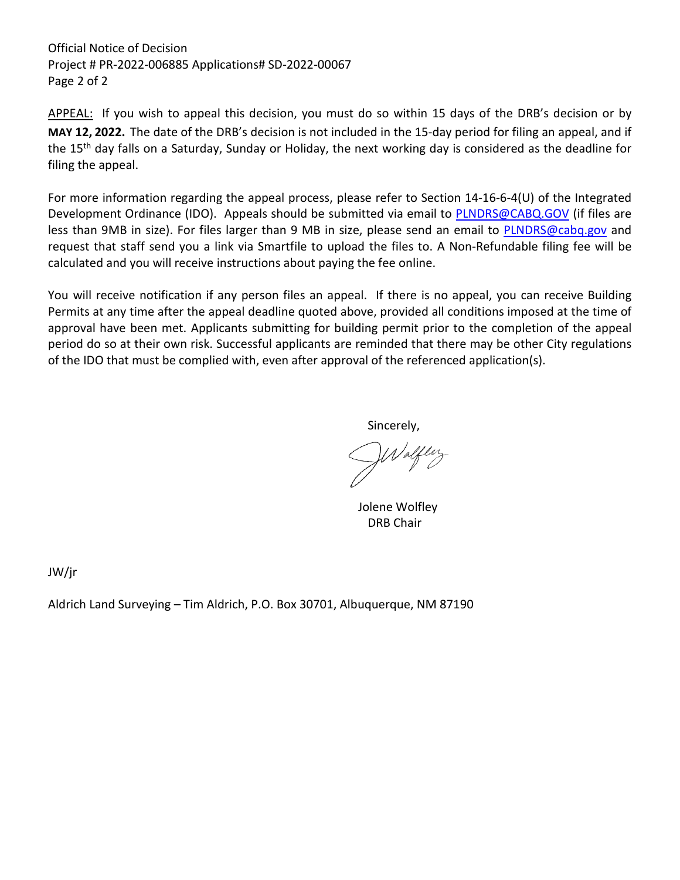APPEAL: If you wish to appeal this decision, you must do so within 15 days of the DRB's decision or by **MAY 12, 2022.** The date of the DRB's decision is not included in the 15-day period for filing an appeal, and if the 15th day falls on a Saturday, Sunday or Holiday, the next working day is considered as the deadline for filing the appeal.

For more information regarding the appeal process, please refer to Section 14-16-6-4(U) of the Integrated Development Ordinance (IDO). Appeals should be submitted via email to PLNDRS@CABQ.GOV (if files are less than 9MB in size). For files larger than 9 MB in size, please send an email to PLNDRS@cabq.gov and request that staff send you a link via Smartfile to upload the files to. A Non-Refundable filing fee will be calculated and you will receive instructions about paying the fee online.

You will receive notification if any person files an appeal. If there is no appeal, you can receive Building Permits at any time after the appeal deadline quoted above, provided all conditions imposed at the time of approval have been met. Applicants submitting for building permit prior to the completion of the appeal period do so at their own risk. Successful applicants are reminded that there may be other City regulations of the IDO that must be complied with, even after approval of the referenced application(s).

Sincerely,

JWolfley

Jolene Wolfley
DRB Chair

JW/jr

Aldrich Land Surveying – Tim Aldrich, P.O. Box 30701, Albuquerque, NM 87190